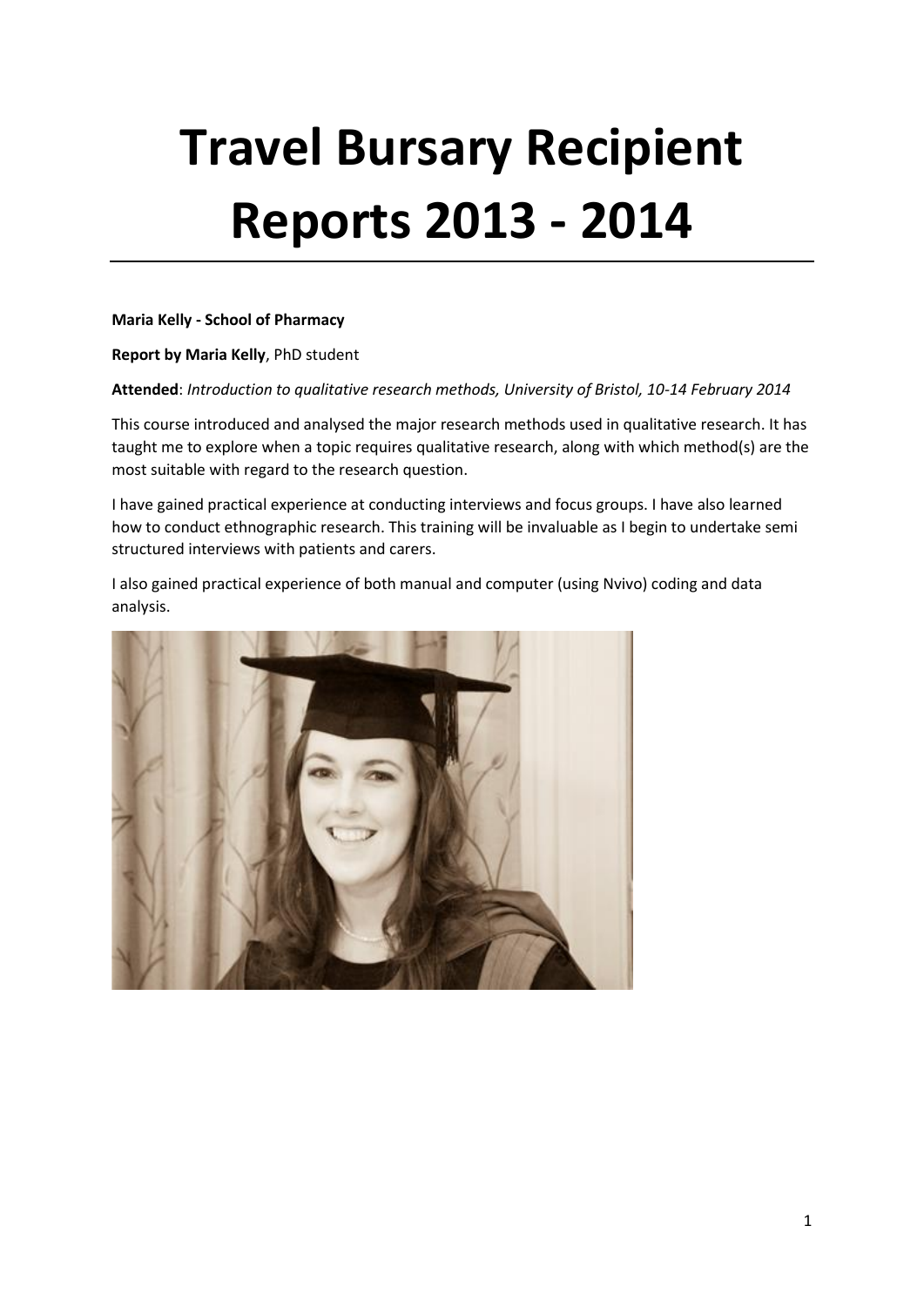# Travel Bursary Recipient Reports 2013 - 2014

**Maria Kelly - School of Pharmacy**

**Report by Maria Kelly**, PhD student

**Attended**: *Introduction to qualitative research methods, University of Bristol, 10-14 February 2014*

This course introduced and analysed the major research methods used in qualitative research. It has taught me to explore when a topic requires qualitative research, along with which method(s) are the most suitable with regard to the research question.

I have gained practical experience at conducting interviews and focus groups. I have also learned how to conduct ethnographic research. This training will be invaluable as I begin to undertake semi structured interviews with patients and carers.

I also gained practical experience of both manual and computer (using Nvivo) coding and data analysis.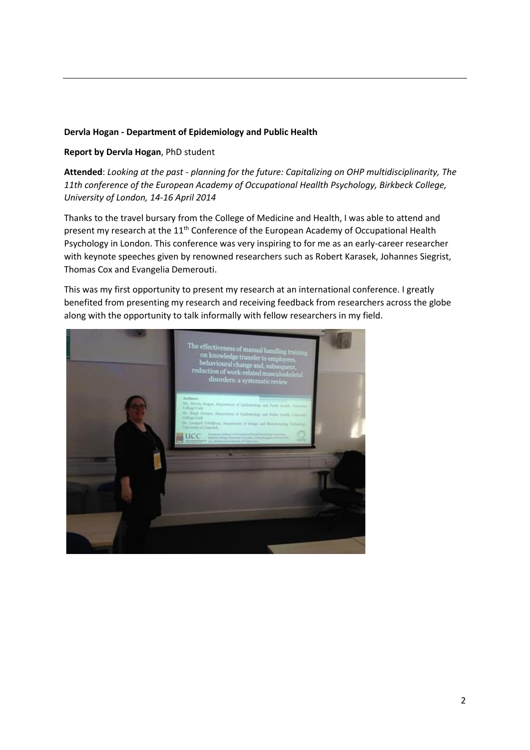**Dervla Hogan - Department of Epidemiology and Public Health**

**Report by Dervla Hogan**, PhD student

**Attended**: *Looking at the past - planning for the future: Capitalizing on OHP multidisciplinarity, The 11th conference of the European Academy of Occupational Heallth Psychology, Birkbeck College, University of London, 14-16 April 2014*

Thanks to the travel bursary from the College of Medicine and Health, I was able to attend and present my research at the 11th Conference of the European Academy of Occupational Health Psychology in London. This conference was very inspiring to for me as an early-career researcher with keynote speeches given by renowned researchers such as Robert Karasek, Johannes Siegrist, Thomas Cox and Evangelia Demerouti.

This was my first opportunity to present my research at an international conference. I greatly benefited from presenting my research and receiving feedback from researchers across the globe along with the opportunity to talk informally with fellow researchers in my field.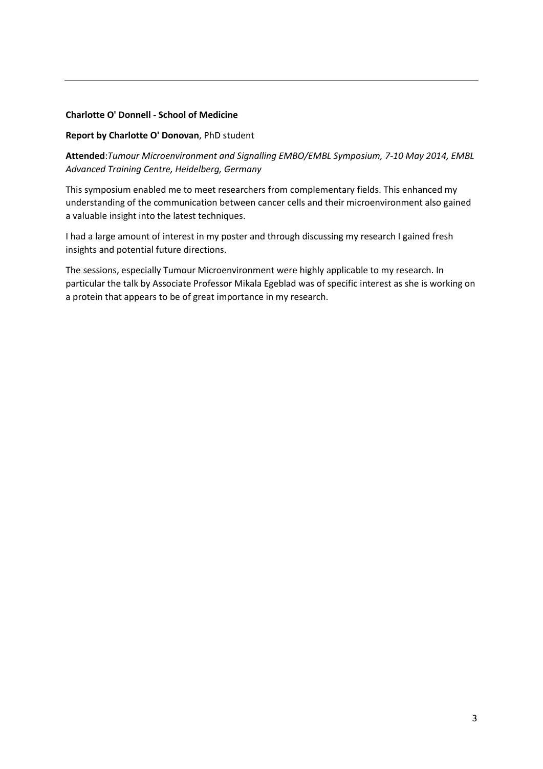---

**Charlotte O' Donnell - School of Medicine**

**Report by Charlotte O' Donovan**, PhD student

**Attended**:*Tumour Microenvironment and Signalling EMBO/EMBL Symposium, 7-10 May 2014, EMBL Advanced Training Centre, Heidelberg, Germany*

This symposium enabled me to meet researchers from complementary fields. This enhanced my understanding of the communication between cancer cells and their microenvironment also gained a valuable insight into the latest techniques.

I had a large amount of interest in my poster and through discussing my research I gained fresh insights and potential future directions.

The sessions, especially Tumour Microenvironment were highly applicable to my research. In particular the talk by Associate Professor Mikala Egeblad was of specific interest as she is working on a protein that appears to be of great importance in my research.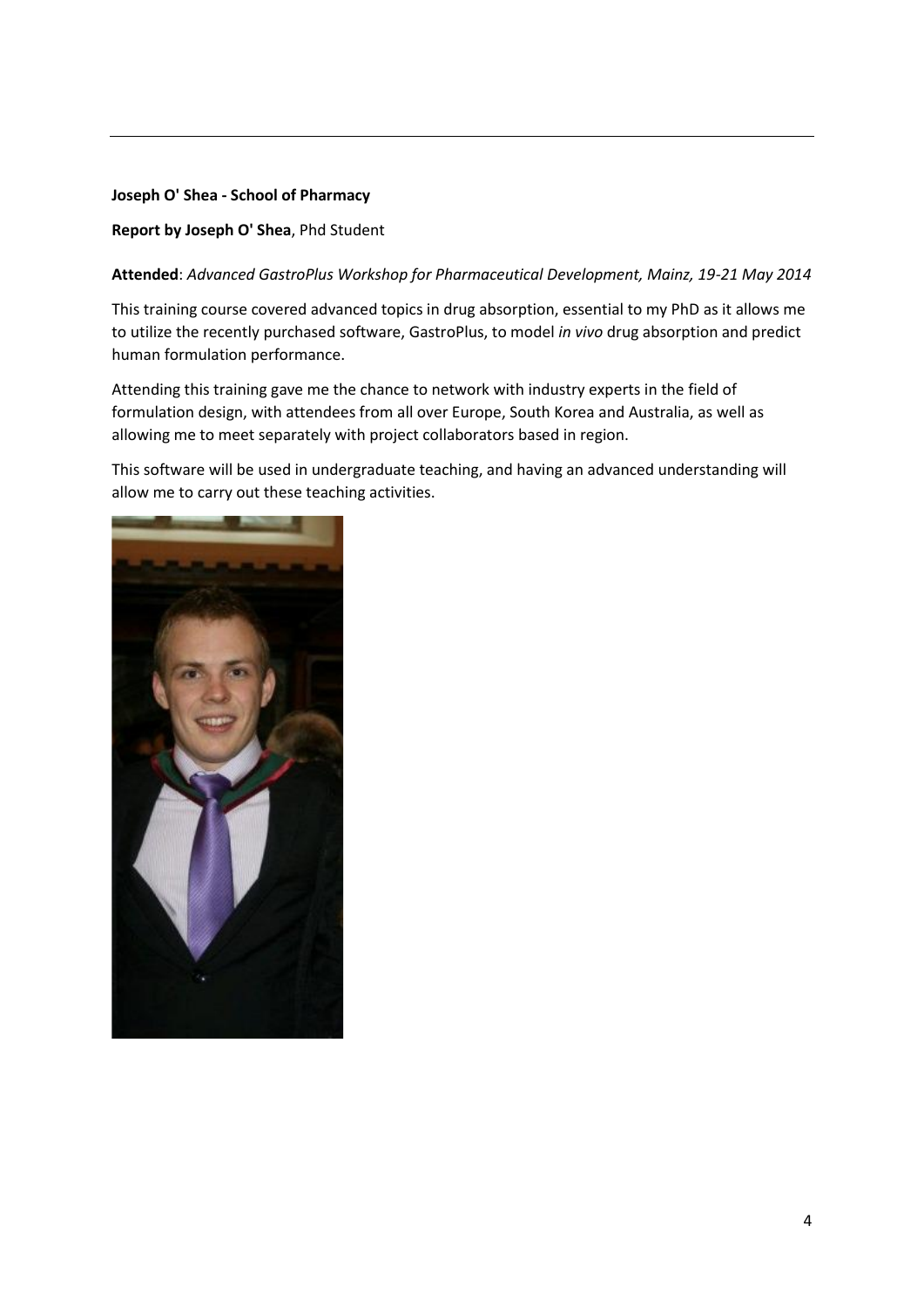**Joseph O' Shea - School of Pharmacy**

**Report by Joseph O' Shea**, Phd Student

**Attended**: *Advanced GastroPlus Workshop for Pharmaceutical Development, Mainz, 19-21 May 2014*

This training course covered advanced topics in drug absorption, essential to my PhD as it allows me to utilize the recently purchased software, GastroPlus, to model *in vivo* drug absorption and predict human formulation performance.

Attending this training gave me the chance to network with industry experts in the field of formulation design, with attendees from all over Europe, South Korea and Australia, as well as allowing me to meet separately with project collaborators based in region.

This software will be used in undergraduate teaching, and having an advanced understanding will allow me to carry out these teaching activities.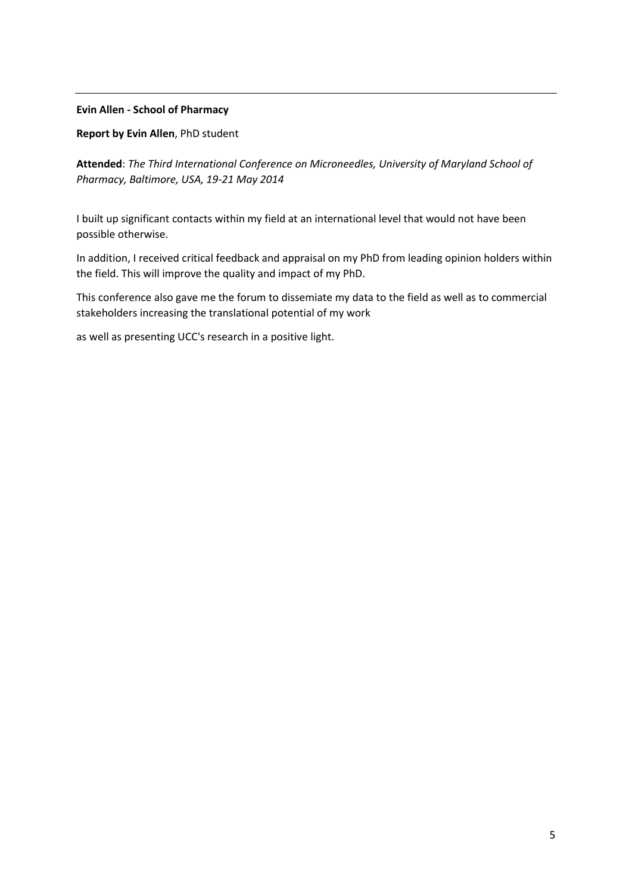**Evin Allen - School of Pharmacy**

**Report by Evin Allen**, PhD student

**Attended**: *The Third International Conference on Microneedles, University of Maryland School of Pharmacy, Baltimore, USA, 19-21 May 2014*

I built up significant contacts within my field at an international level that would not have been possible otherwise.

In addition, I received critical feedback and appraisal on my PhD from leading opinion holders within the field. This will improve the quality and impact of my PhD.

This conference also gave me the forum to dissemiate my data to the field as well as to commercial stakeholders increasing the translational potential of my work

as well as presenting UCC's research in a positive light.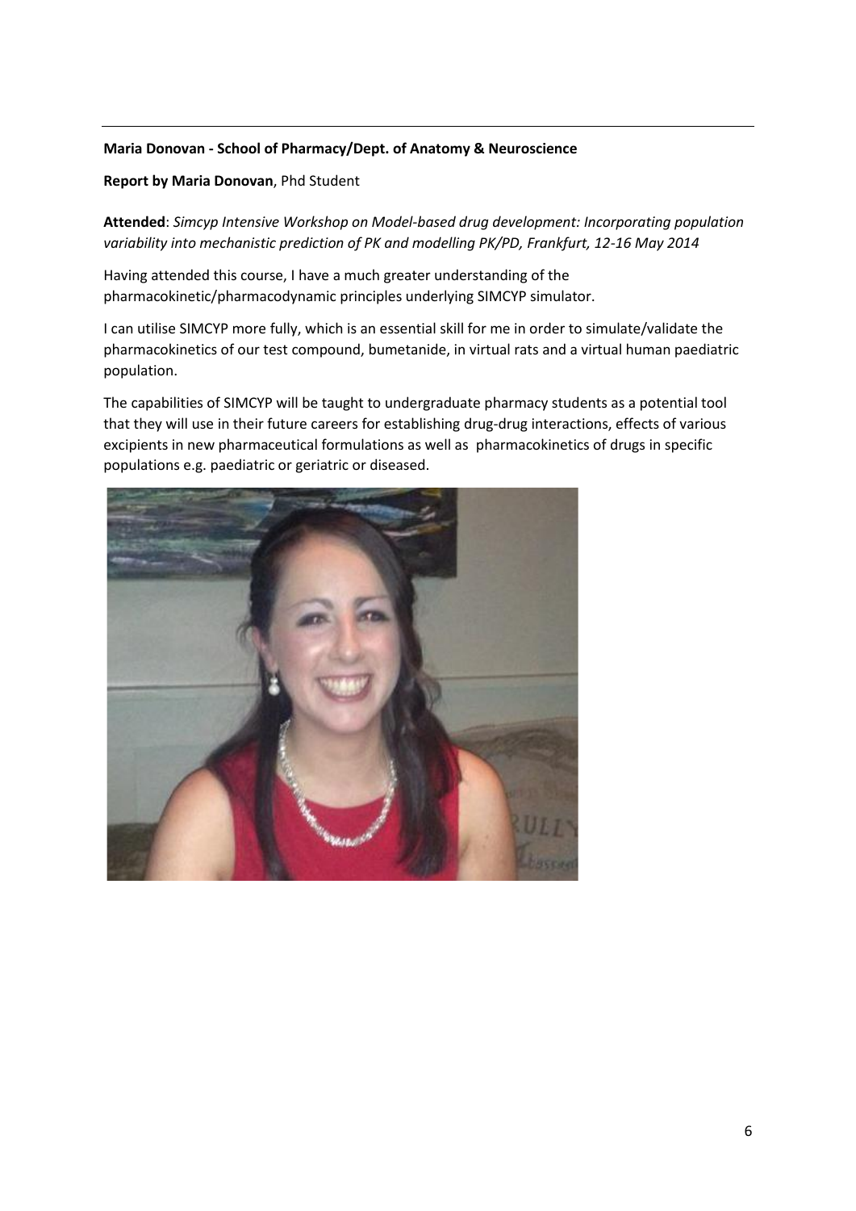**Maria Donovan - School of Pharmacy/Dept. of Anatomy & Neuroscience**

**Report by Maria Donovan**, Phd Student

**Attended**: *Simcyp Intensive Workshop on Model-based drug development: Incorporating population variability into mechanistic prediction of PK and modelling PK/PD, Frankfurt, 12-16 May 2014*

Having attended this course, I have a much greater understanding of the pharmacokinetic/pharmacodynamic principles underlying SIMCYP simulator.

I can utilise SIMCYP more fully, which is an essential skill for me in order to simulate/validate the pharmacokinetics of our test compound, bumetanide, in virtual rats and a virtual human paediatric population.

The capabilities of SIMCYP will be taught to undergraduate pharmacy students as a potential tool that they will use in their future careers for establishing drug-drug interactions, effects of various excipients in new pharmaceutical formulations as well as pharmacokinetics of drugs in specific populations e.g. paediatric or geriatric or diseased.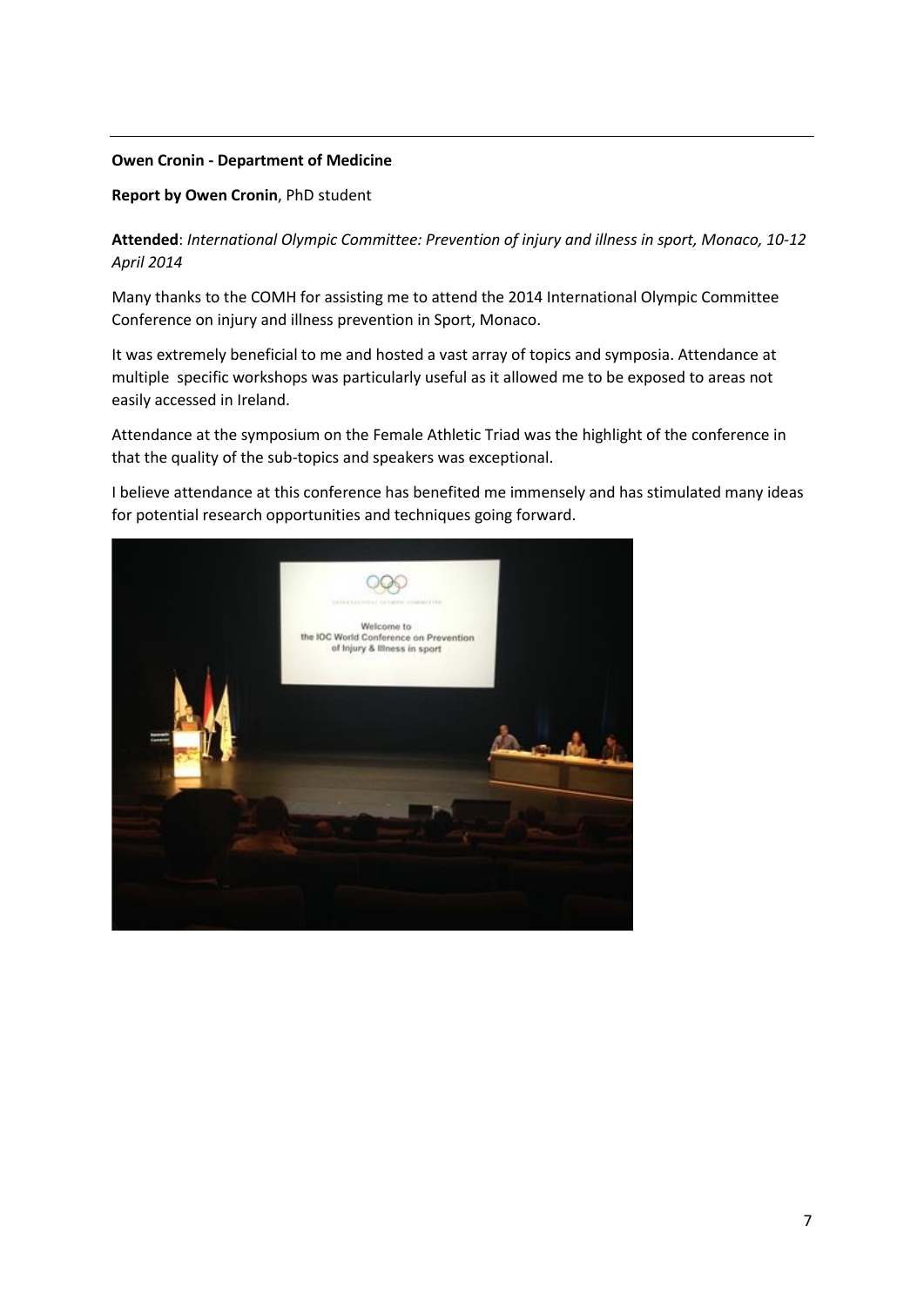**Owen Cronin - Department of Medicine**

**Report by Owen Cronin**, PhD student

**Attended**: *International Olympic Committee: Prevention of injury and illness in sport, Monaco, 10-12 April 2014*

Many thanks to the COMH for assisting me to attend the 2014 International Olympic Committee Conference on injury and illness prevention in Sport, Monaco.

It was extremely beneficial to me and hosted a vast array of topics and symposia. Attendance at multiple specific workshops was particularly useful as it allowed me to be exposed to areas not easily accessed in Ireland.

Attendance at the symposium on the Female Athletic Triad was the highlight of the conference in that the quality of the sub-topics and speakers was exceptional.

I believe attendance at this conference has benefited me immensely and has stimulated many ideas for potential research opportunities and techniques going forward.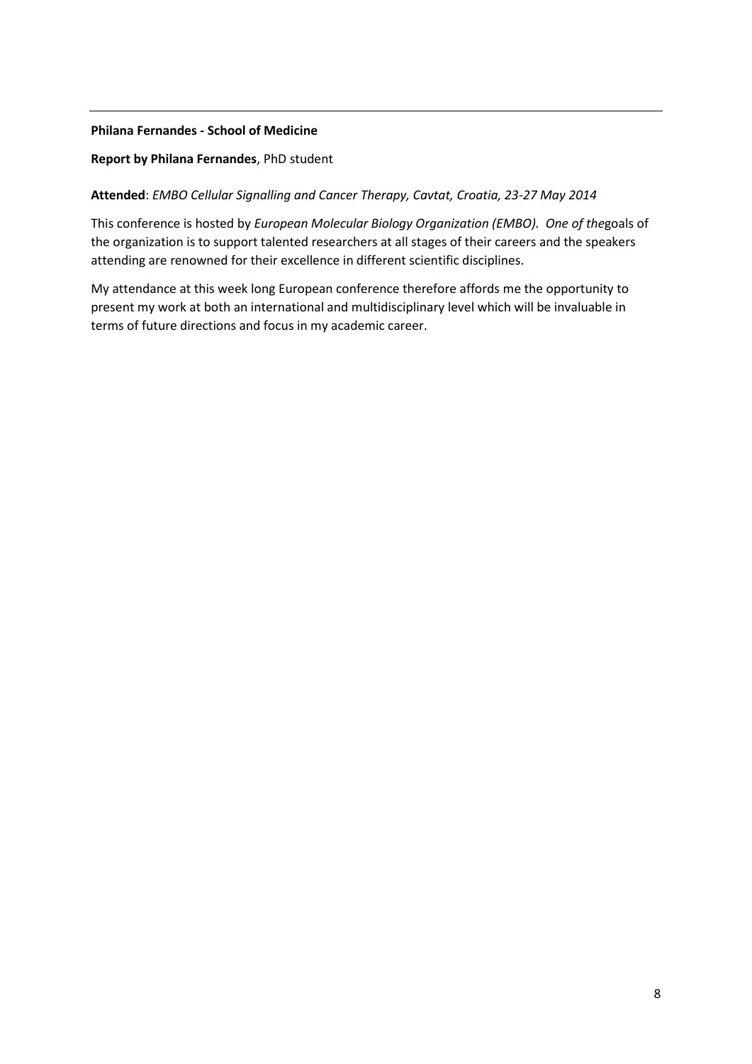**Philana Fernandes - School of Medicine**

**Report by Philana Fernandes**, PhD student

**Attended**: *EMBO Cellular Signalling and Cancer Therapy, Cavtat, Croatia, 23-27 May 2014*

This conference is hosted by *European Molecular Biology Organization (EMBO). One of the*goals of the organization is to support talented researchers at all stages of their careers and the speakers attending are renowned for their excellence in different scientific disciplines.

My attendance at this week long European conference therefore affords me the opportunity to present my work at both an international and multidisciplinary level which will be invaluable in terms of future directions and focus in my academic career.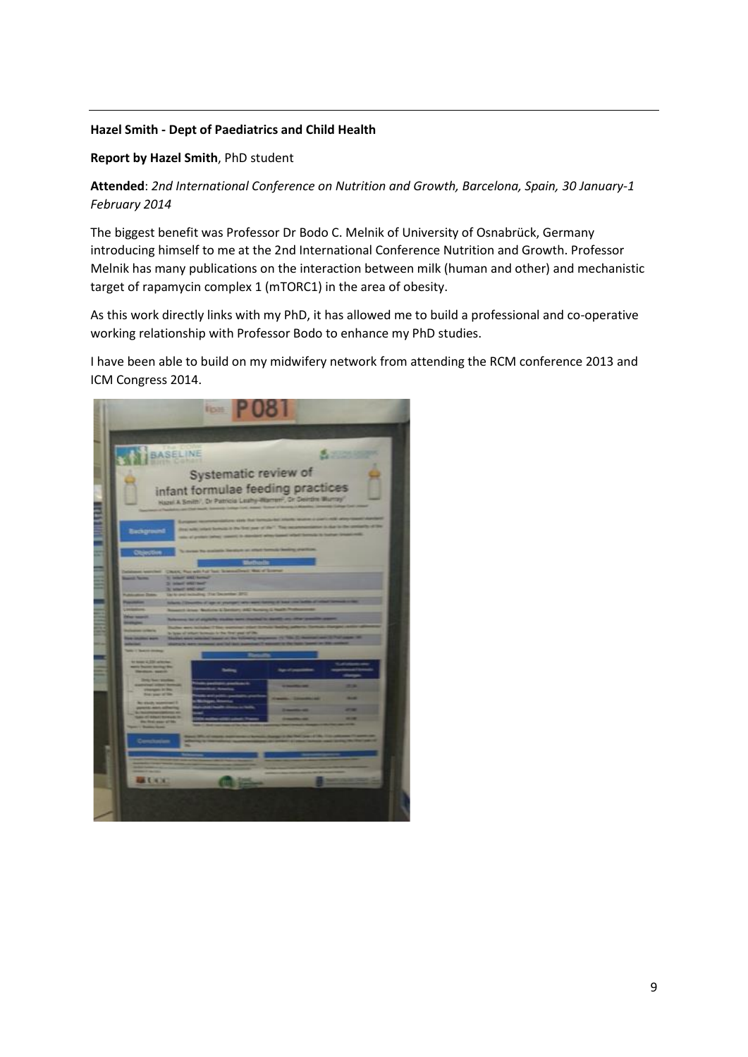**Hazel Smith - Dept of Paediatrics and Child Health**

**Report by Hazel Smith**, PhD student

**Attended**: *2nd International Conference on Nutrition and Growth, Barcelona, Spain, 30 January-1 February 2014*

The biggest benefit was Professor Dr Bodo C. Melnik of University of Osnabrück, Germany introducing himself to me at the 2nd International Conference Nutrition and Growth. Professor Melnik has many publications on the interaction between milk (human and other) and mechanistic target of rapamycin complex 1 (mTORC1) in the area of obesity.

As this work directly links with my PhD, it has allowed me to build a professional and co-operative working relationship with Professor Bodo to enhance my PhD studies.

I have been able to build on my midwifery network from attending the RCM conference 2013 and ICM Congress 2014.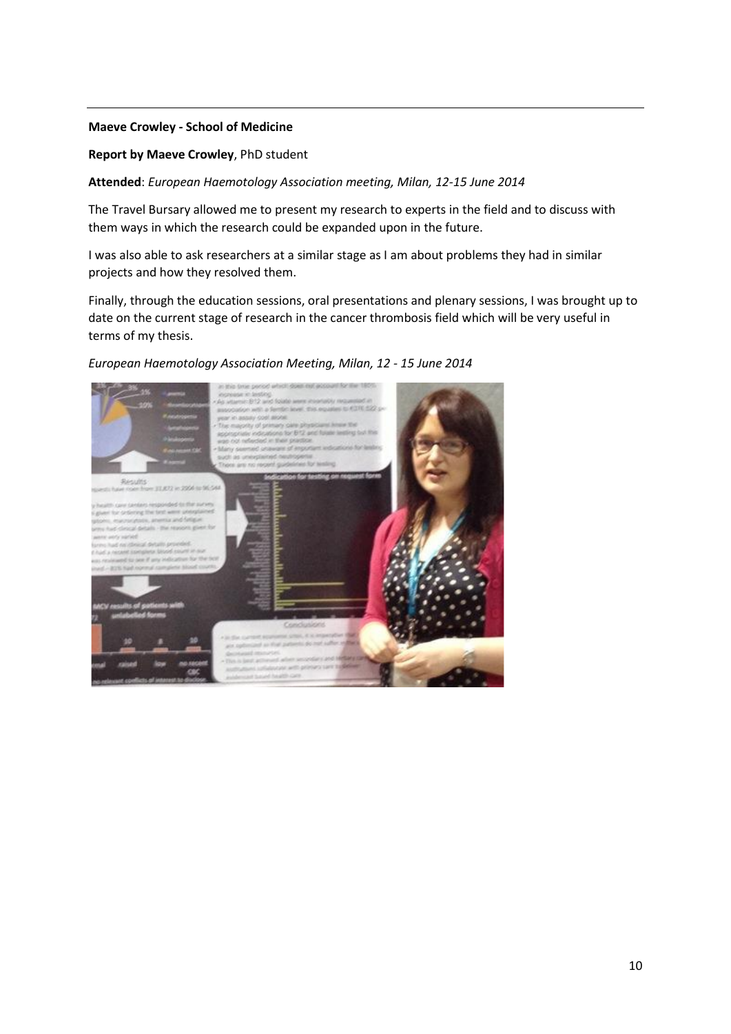**Maeve Crowley - School of Medicine**

**Report by Maeve Crowley**, PhD student

**Attended**: *European Haemotology Association meeting, Milan, 12-15 June 2014*

The Travel Bursary allowed me to present my research to experts in the field and to discuss with them ways in which the research could be expanded upon in the future.

I was also able to ask researchers at a similar stage as I am about problems they had in similar projects and how they resolved them.

Finally, through the education sessions, oral presentations and plenary sessions, I was brought up to date on the current stage of research in the cancer thrombosis field which will be very useful in terms of my thesis.

*European Haemotology Association Meeting, Milan, 12 - 15 June 2014*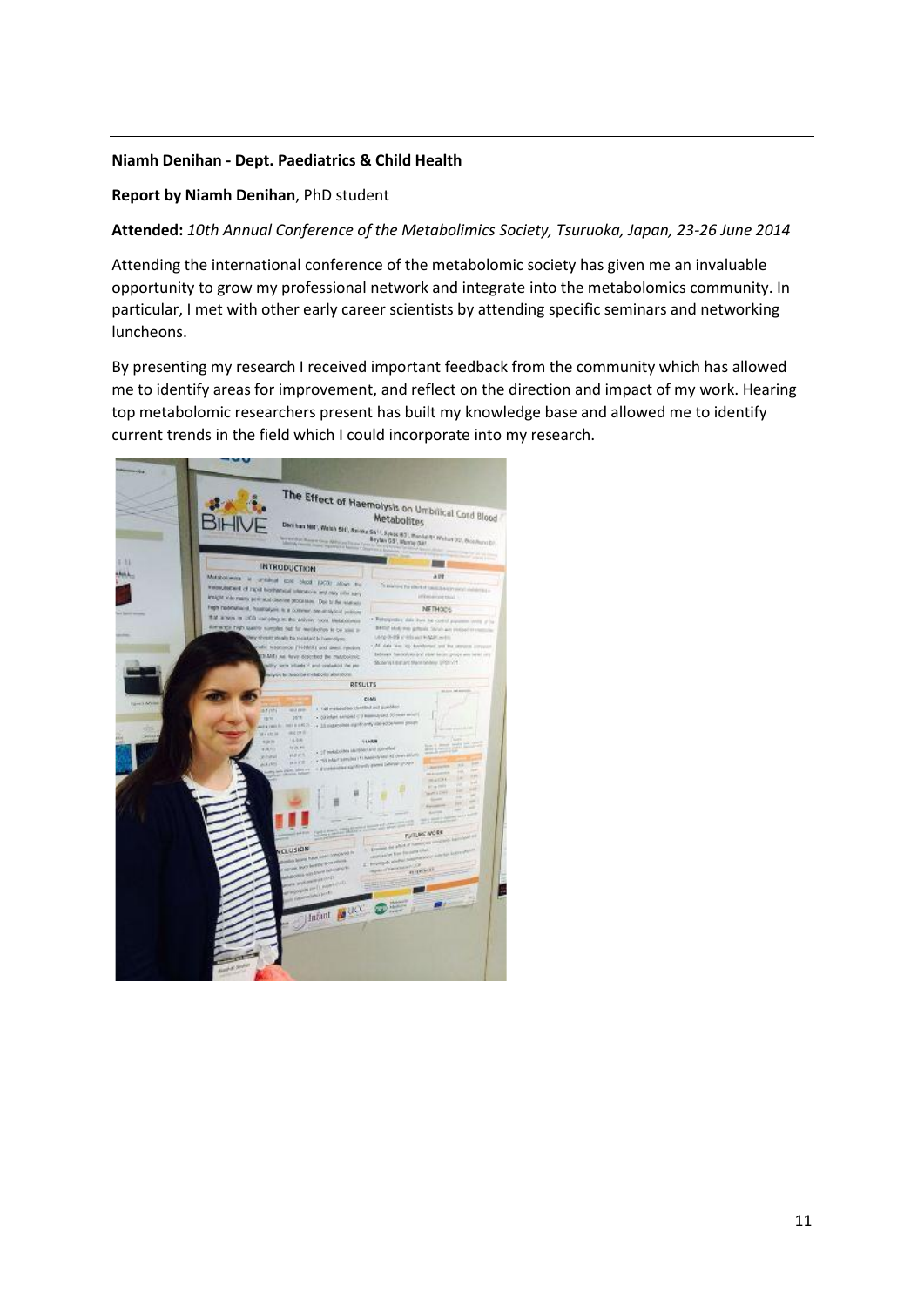**Niamh Denihan - Dept. Paediatrics & Child Health**

**Report by Niamh Denihan**, PhD student

**Attended:** *10th Annual Conference of the Metabolimics Society, Tsuruoka, Japan, 23-26 June 2014*

Attending the international conference of the metabolomic society has given me an invaluable opportunity to grow my professional network and integrate into the metabolomics community. In particular, I met with other early career scientists by attending specific seminars and networking luncheons.

By presenting my research I received important feedback from the community which has allowed me to identify areas for improvement, and reflect on the direction and impact of my work. Hearing top metabolomic researchers present has built my knowledge base and allowed me to identify current trends in the field which I could incorporate into my research.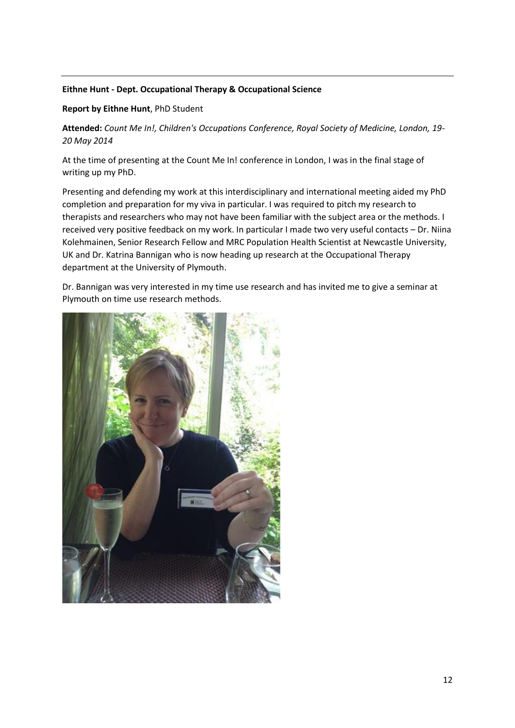**Eithne Hunt - Dept. Occupational Therapy & Occupational Science**

**Report by Eithne Hunt**, PhD Student

**Attended:** *Count Me In!, Children's Occupations Conference, Royal Society of Medicine, London, 19-20 May 2014*

At the time of presenting at the Count Me In! conference in London, I was in the final stage of writing up my PhD.

Presenting and defending my work at this interdisciplinary and international meeting aided my PhD completion and preparation for my viva in particular. I was required to pitch my research to therapists and researchers who may not have been familiar with the subject area or the methods. I received very positive feedback on my work. In particular I made two very useful contacts – Dr. Niina Kolehmainen, Senior Research Fellow and MRC Population Health Scientist at Newcastle University, UK and Dr. Katrina Bannigan who is now heading up research at the Occupational Therapy department at the University of Plymouth.

Dr. Bannigan was very interested in my time use research and has invited me to give a seminar at Plymouth on time use research methods.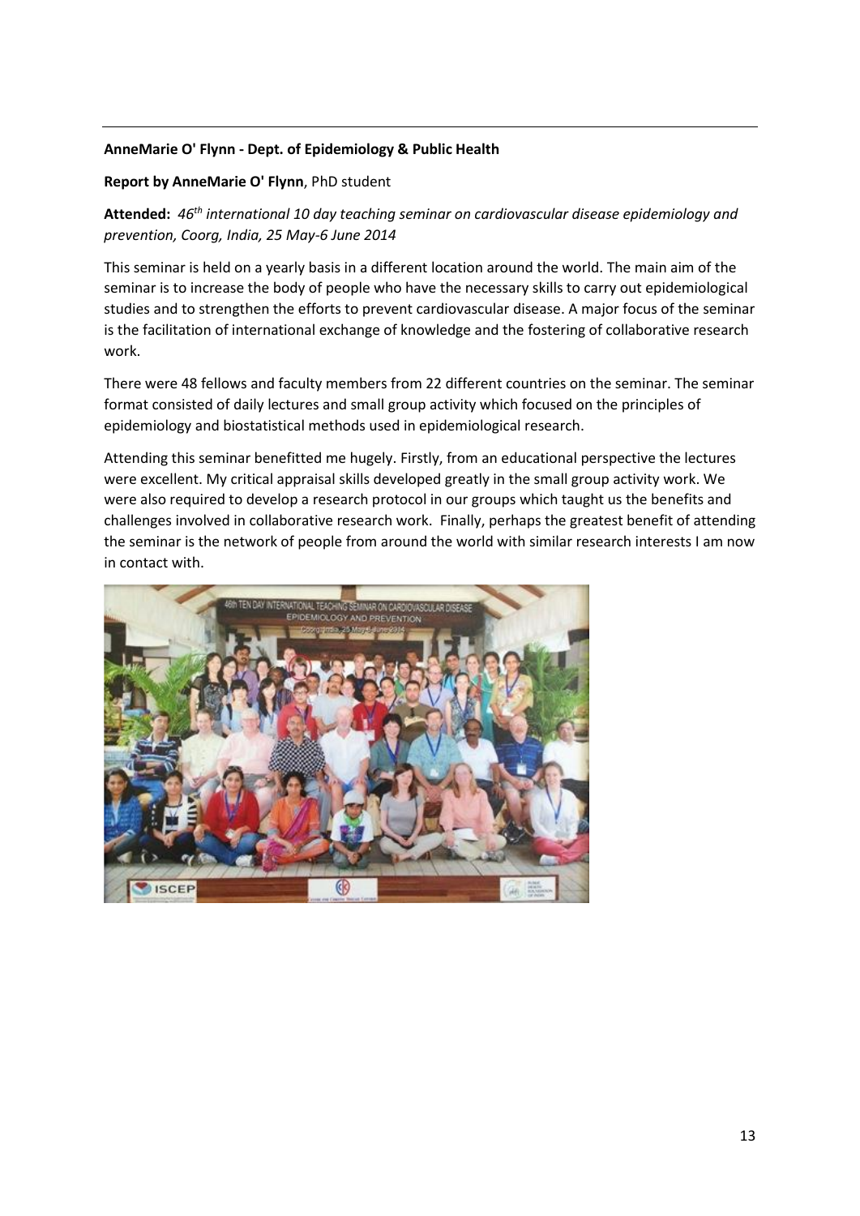**AnneMarie O' Flynn - Dept. of Epidemiology & Public Health**

**Report by AnneMarie O' Flynn**, PhD student

**Attended:** *46th international 10 day teaching seminar on cardiovascular disease epidemiology and prevention, Coorg, India, 25 May-6 June 2014*

This seminar is held on a yearly basis in a different location around the world. The main aim of the seminar is to increase the body of people who have the necessary skills to carry out epidemiological studies and to strengthen the efforts to prevent cardiovascular disease. A major focus of the seminar is the facilitation of international exchange of knowledge and the fostering of collaborative research work.

There were 48 fellows and faculty members from 22 different countries on the seminar. The seminar format consisted of daily lectures and small group activity which focused on the principles of epidemiology and biostatistical methods used in epidemiological research.

Attending this seminar benefitted me hugely. Firstly, from an educational perspective the lectures were excellent. My critical appraisal skills developed greatly in the small group activity work. We were also required to develop a research protocol in our groups which taught us the benefits and challenges involved in collaborative research work. Finally, perhaps the greatest benefit of attending the seminar is the network of people from around the world with similar research interests I am now in contact with.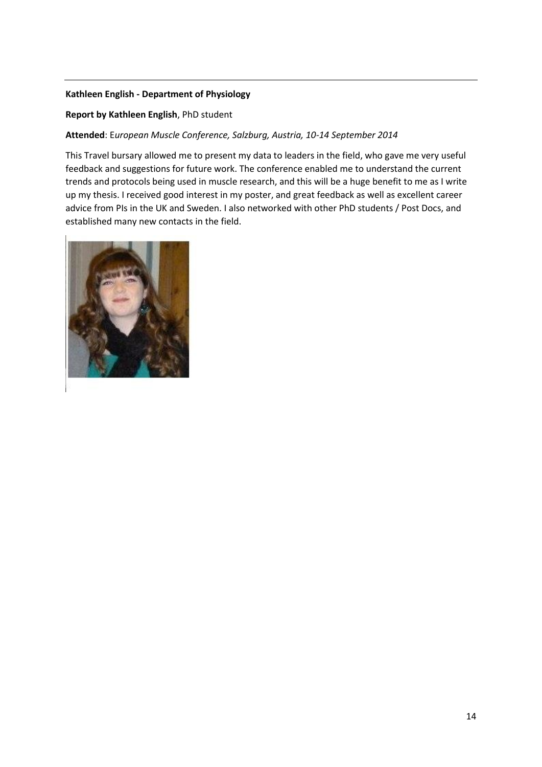**Kathleen English - Department of Physiology**

**Report by Kathleen English**, PhD student

**Attended**: E*uropean Muscle Conference, Salzburg, Austria, 10-14 September 2014*

This Travel bursary allowed me to present my data to leaders in the field, who gave me very useful feedback and suggestions for future work. The conference enabled me to understand the current trends and protocols being used in muscle research, and this will be a huge benefit to me as I write up my thesis. I received good interest in my poster, and great feedback as well as excellent career advice from PIs in the UK and Sweden. I also networked with other PhD students / Post Docs, and established many new contacts in the field.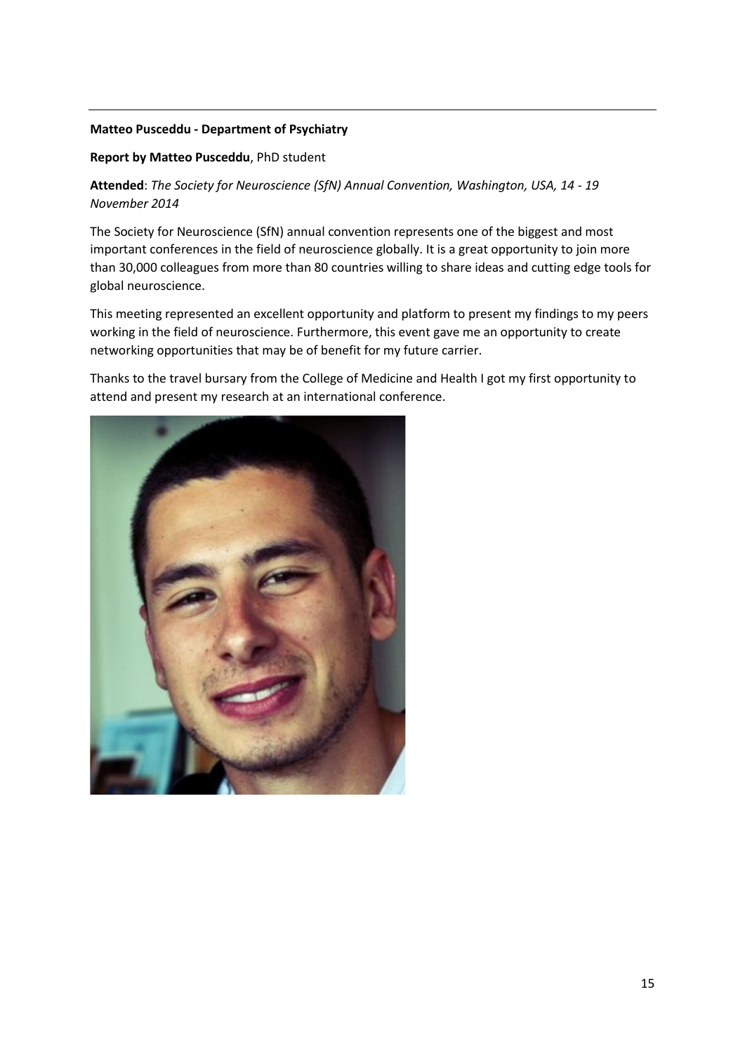---

**Matteo Pusceddu - Department of Psychiatry**

**Report by Matteo Pusceddu**, PhD student

**Attended**: *The Society for Neuroscience (SfN) Annual Convention, Washington, USA, 14 - 19 November 2014*

The Society for Neuroscience (SfN) annual convention represents one of the biggest and most important conferences in the field of neuroscience globally. It is a great opportunity to join more than 30,000 colleagues from more than 80 countries willing to share ideas and cutting edge tools for global neuroscience.

This meeting represented an excellent opportunity and platform to present my findings to my peers working in the field of neuroscience. Furthermore, this event gave me an opportunity to create networking opportunities that may be of benefit for my future carrier.

Thanks to the travel bursary from the College of Medicine and Health I got my first opportunity to attend and present my research at an international conference.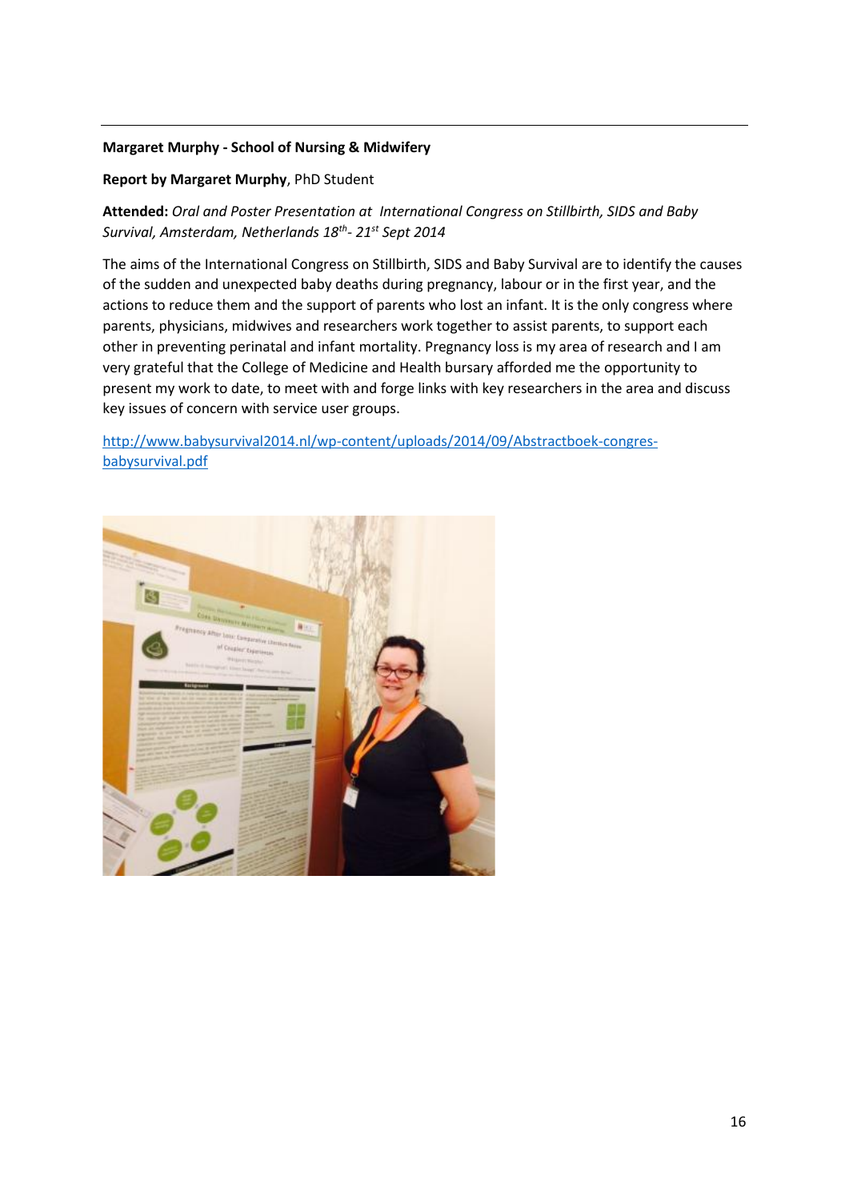**Margaret Murphy - School of Nursing & Midwifery**

**Report by Margaret Murphy**, PhD Student

**Attended:** *Oral and Poster Presentation at International Congress on Stillbirth, SIDS and Baby Survival, Amsterdam, Netherlands 18th- 21st Sept 2014*

The aims of the International Congress on Stillbirth, SIDS and Baby Survival are to identify the causes of the sudden and unexpected baby deaths during pregnancy, labour or in the first year, and the actions to reduce them and the support of parents who lost an infant. It is the only congress where parents, physicians, midwives and researchers work together to assist parents, to support each other in preventing perinatal and infant mortality. Pregnancy loss is my area of research and I am very grateful that the College of Medicine and Health bursary afforded me the opportunity to present my work to date, to meet with and forge links with key researchers in the area and discuss key issues of concern with service user groups.

[http://www.babysurvival2014.nl/wp-content/uploads/2014/09/Abstractboek-congres-babysurvival.pdf](http://www.babysurvival2014.nl/wp-content/uploads/2014/09/Abstractboek-congres-babysurvival.pdf)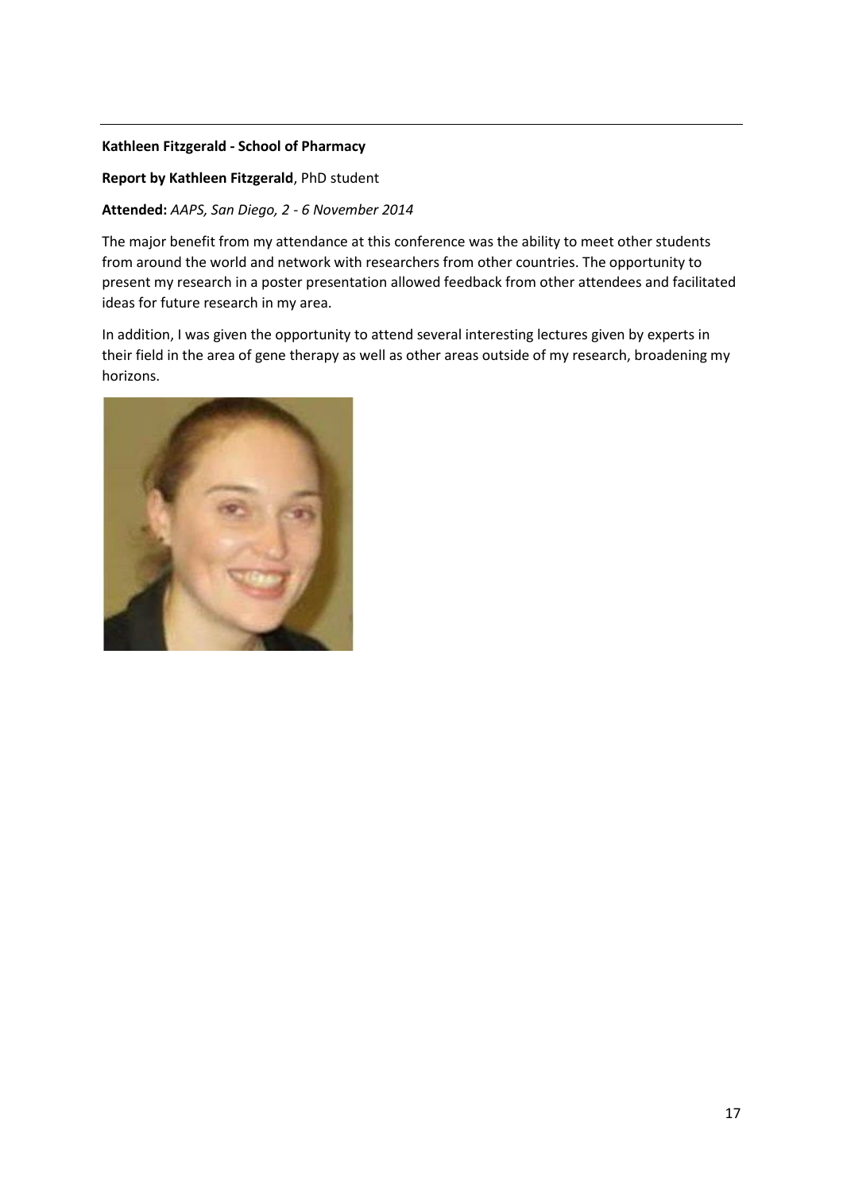**Kathleen Fitzgerald - School of Pharmacy**

**Report by Kathleen Fitzgerald**, PhD student

**Attended:** *AAPS, San Diego, 2 - 6 November 2014*

The major benefit from my attendance at this conference was the ability to meet other students from around the world and network with researchers from other countries. The opportunity to present my research in a poster presentation allowed feedback from other attendees and facilitated ideas for future research in my area.

In addition, I was given the opportunity to attend several interesting lectures given by experts in their field in the area of gene therapy as well as other areas outside of my research, broadening my horizons.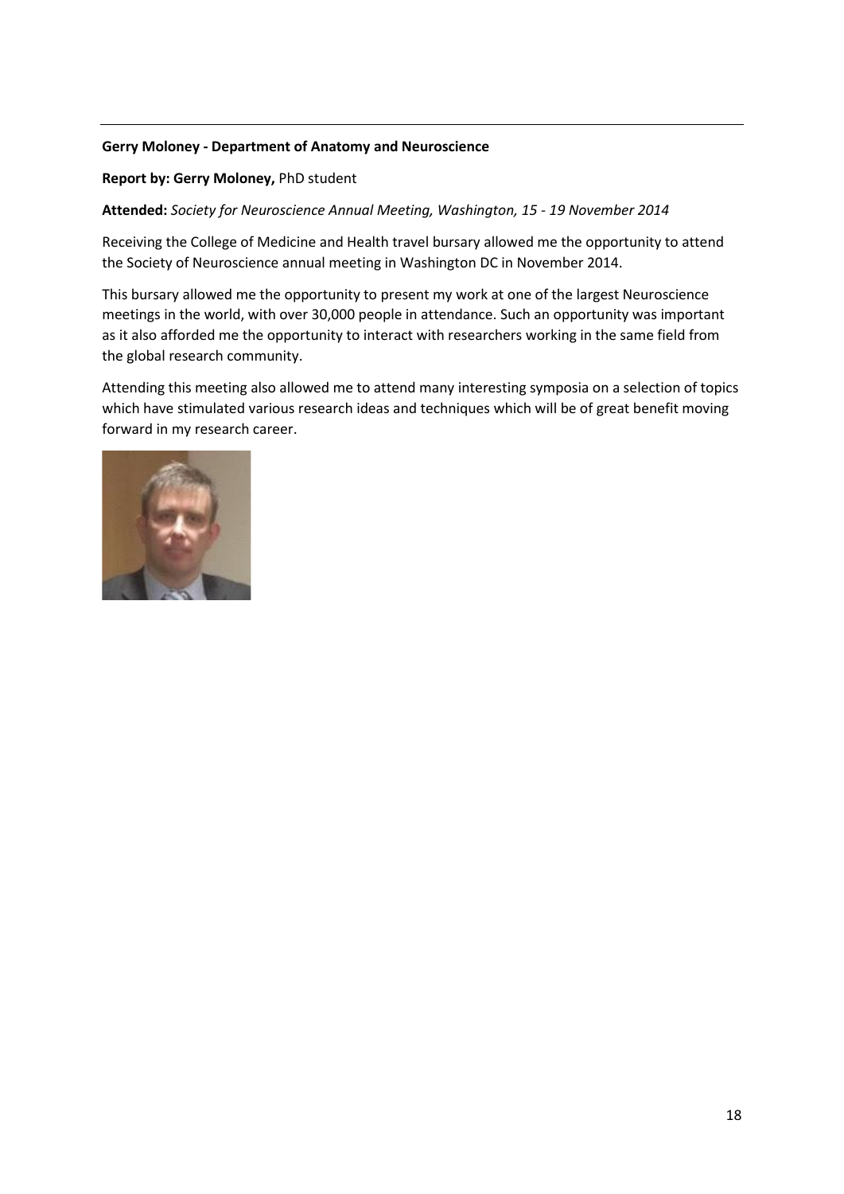**Gerry Moloney - Department of Anatomy and Neuroscience**

**Report by: Gerry Moloney,** PhD student

**Attended:** *Society for Neuroscience Annual Meeting, Washington, 15 - 19 November 2014*

Receiving the College of Medicine and Health travel bursary allowed me the opportunity to attend the Society of Neuroscience annual meeting in Washington DC in November 2014.

This bursary allowed me the opportunity to present my work at one of the largest Neuroscience meetings in the world, with over 30,000 people in attendance. Such an opportunity was important as it also afforded me the opportunity to interact with researchers working in the same field from the global research community.

Attending this meeting also allowed me to attend many interesting symposia on a selection of topics which have stimulated various research ideas and techniques which will be of great benefit moving forward in my research career.